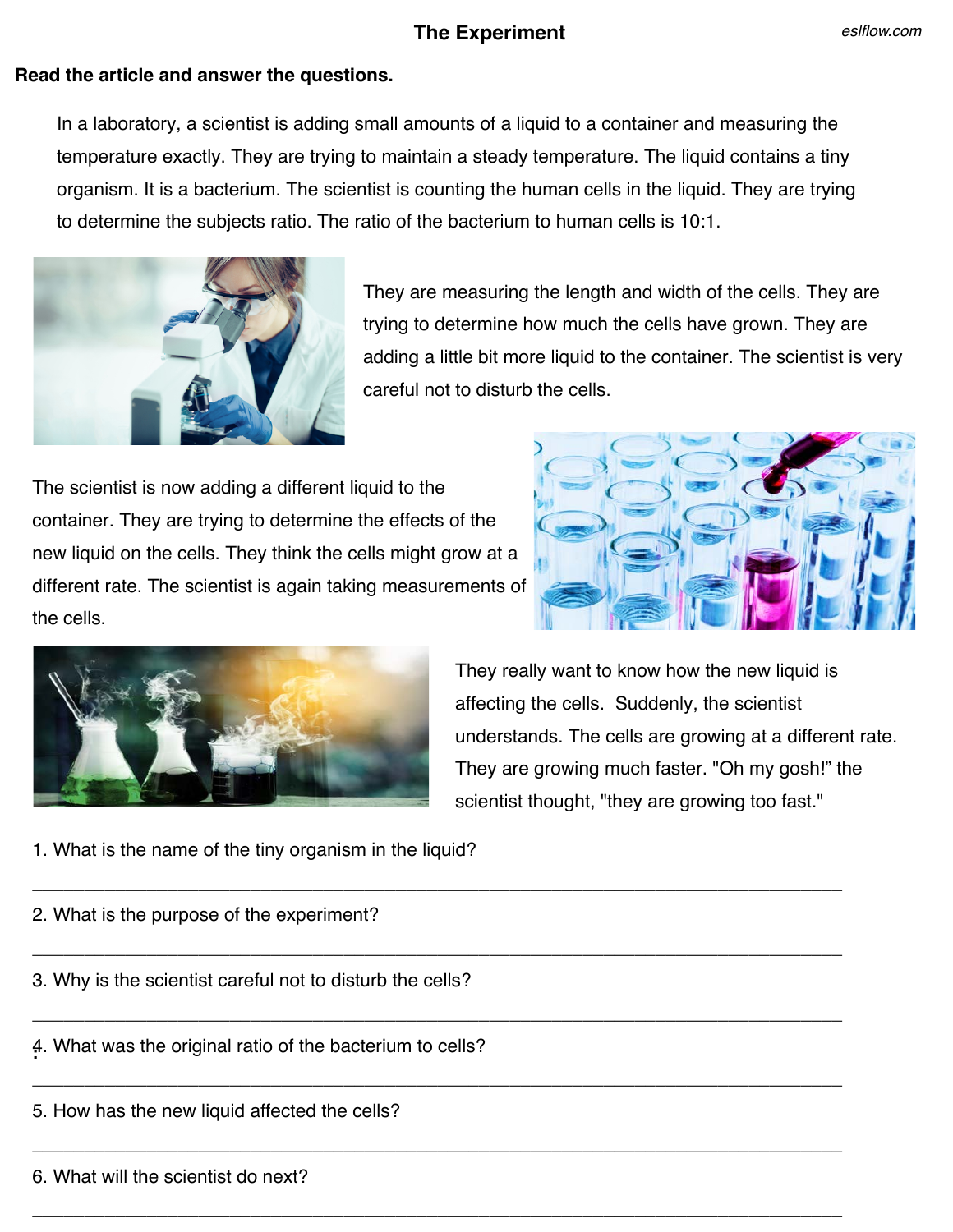# The Experiment

**Read the article and answer the questions.**

In a laboratory, a scientist is adding small amounts of a liquid to a container and measuring the temperature exactly. They are trying to maintain a steady temperature. The liquid contains a tiny organism. It is a bacterium. The scientist is counting the human cells in the liquid. They are trying to determine the subjects ratio. The ratio of the bacterium to human cells is 10:1.

They are measuring the length and width of the cells. They are trying to determine how much the cells have grown. They are adding a little bit more liquid to the container. The scientist is very careful not to disturb the cells.

The scientist is now adding a different liquid to the container. They are trying to determine the effects of the new liquid on the cells. They think the cells might grow at a different rate. The scientist is again taking measurements of the cells.

They really want to know how the new liquid is affecting the cells. Suddenly, the scientist understands. The cells are growing at a different rate. They are growing much faster. "Oh my gosh!" the scientist thought, "they are growing too fast."

1. What is the name of the tiny organism in the liquid?

___________________________________________________________________________

2. What is the purpose of the experiment?

___________________________________________________________________________

3. Why is the scientist careful not to disturb the cells?

___________________________________________________________________________

4. What was the original ratio of the bacterium to cells?

___________________________________________________________________________

5. How has the new liquid affected the cells?

___________________________________________________________________________

6. What will the scientist do next?

___________________________________________________________________________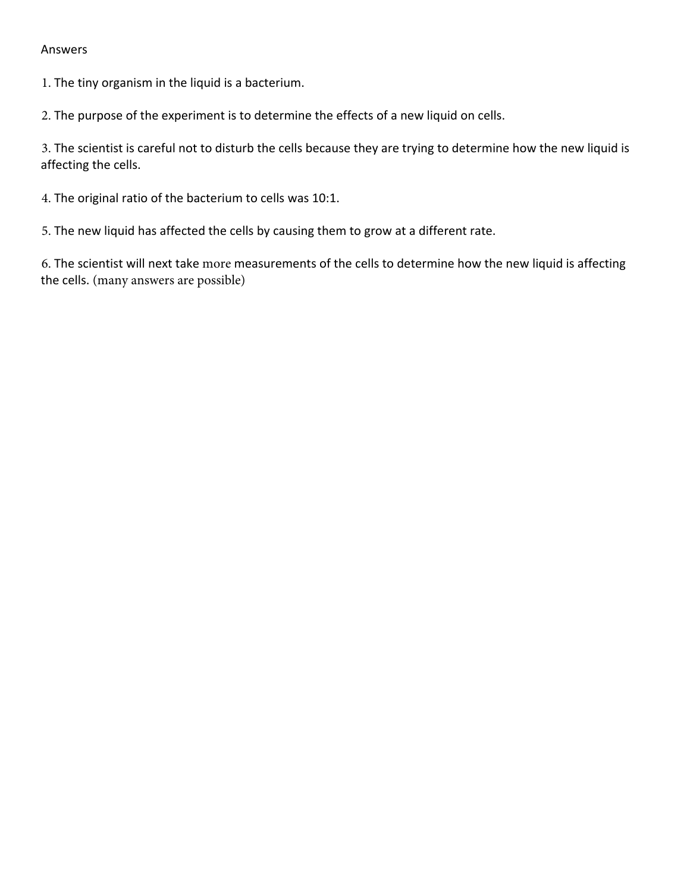Answers

1. The tiny organism in the liquid is a bacterium.

2. The purpose of the experiment is to determine the effects of a new liquid on cells.

3. The scientist is careful not to disturb the cells because they are trying to determine how the new liquid is affecting the cells.

4. The original ratio of the bacterium to cells was 10:1.

5. The new liquid has affected the cells by causing them to grow at a different rate.

6. The scientist will next take more measurements of the cells to determine how the new liquid is affecting the cells. (many answers are possible)